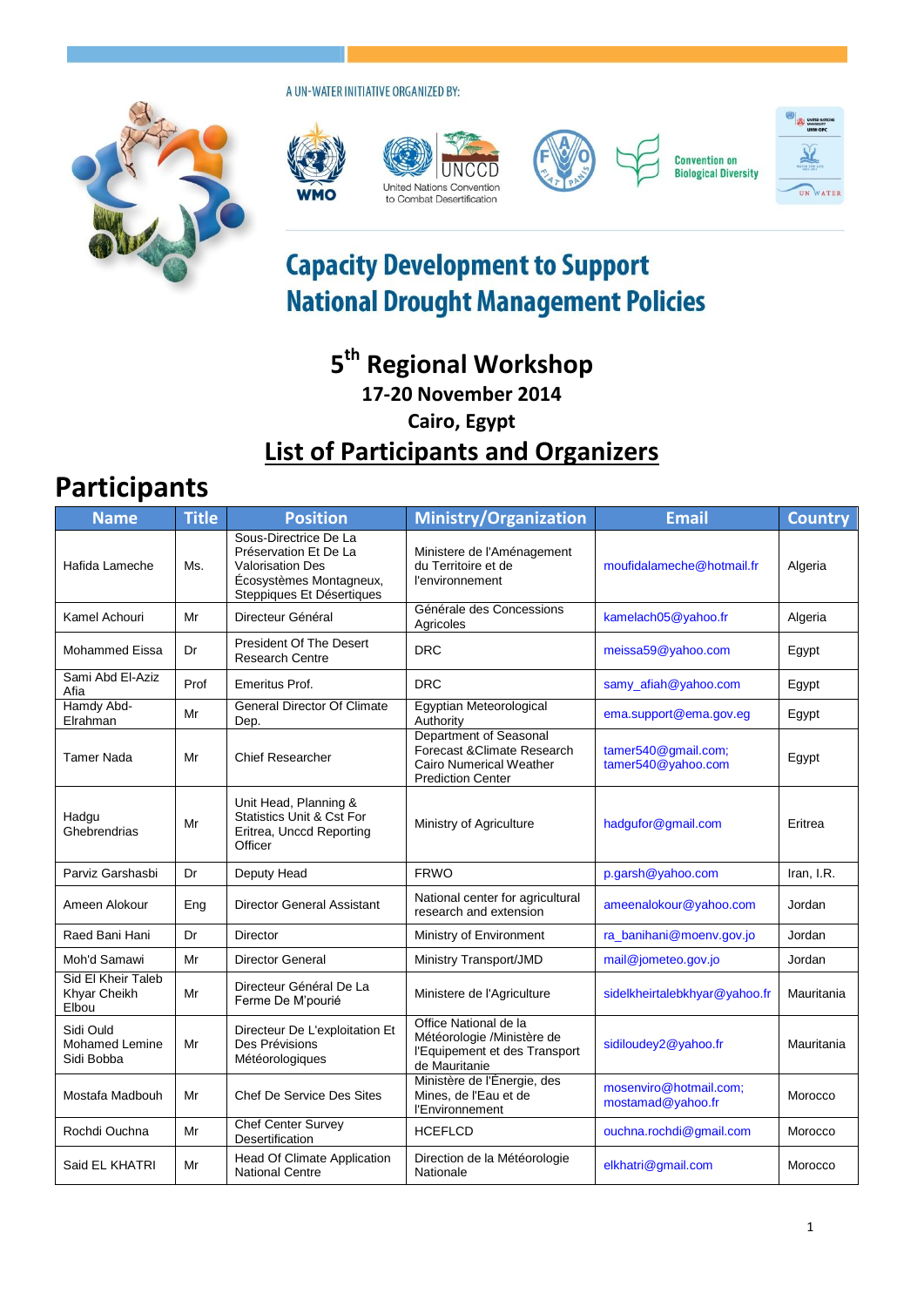A UN-WATER INITIATIVE ORGANIZED BY:

WMO

UNCCD United Nations Convention to Combat Desertification

Convention on Biological Diversity

UN WATER

# Capacity Development to Support National Drought Management Policies

## 5th Regional Workshop

### 17-20 November 2014

### Cairo, Egypt

### List of Participants and Organizers

# Participants

| Name | Title | Position | Ministry/Organization | Email | Country |
|---|---|---|---|---|---|
| Hafida Lameche | Ms. | Sous-Directrice De La Préservation Et De La Valorisation Des Écosystèmes Montagneux, Steppiques Et Désertiques | Ministere de l'Aménagement du Territoire et de l'environnement | moufidalameche@hotmail.fr | Algeria |
| Kamel Achouri | Mr | Directeur Général | Générale des Concessions Agricoles | kamelach05@yahoo.fr | Algeria |
| Mohammed Eissa | Dr | President Of The Desert Research Centre | DRC | meissa59@yahoo.com | Egypt |
| Sami Abd El-Aziz Afia | Prof | Emeritus Prof. | DRC | samy_afiah@yahoo.com | Egypt |
| Hamdy Abd-Elrahman | Mr | General Director Of Climate Dep. | Egyptian Meteorological Authority | ema.support@ema.gov.eg | Egypt |
| Tamer Nada | Mr | Chief Researcher | Department of Seasonal Forecast &Climate Research Cairo Numerical Weather Prediction Center | tamer540@gmail.com; tamer540@yahoo.com | Egypt |
| Hadgu Ghebrendrias | Mr | Unit Head, Planning & Statistics Unit & Cst For Eritrea, Unccd Reporting Officer | Ministry of Agriculture | hadgufor@gmail.com | Eritrea |
| Parviz Garshasbi | Dr | Deputy Head | FRWO | p.garsh@yahoo.com | Iran, I.R. |
| Ameen Alokour | Eng | Director General Assistant | National center for agricultural research and extension | ameenalokour@yahoo.com | Jordan |
| Raed Bani Hani | Dr | Director | Ministry of Environment | ra_banihani@moenv.gov.jo | Jordan |
| Moh'd Samawi | Mr | Director General | Ministry Transport/JMD | mail@jometeo.gov.jo | Jordan |
| Sid El Kheir Taleb Khyar Cheikh Elbou | Mr | Directeur Général De La Ferme De M'pourié | Ministere de l'Agriculture | sidelkheirtalebkhyar@yahoo.fr | Mauritania |
| Sidi Ould Mohamed Lemine Sidi Bobba | Mr | Directeur De L'exploitation Et Des Prévisions Météorologiques | Office National de la Météorologie /Ministère de l'Equipement et des Transport de Mauritanie | sidiloudey2@yahoo.fr | Mauritania |
| Mostafa Madbouh | Mr | Chef De Service Des Sites | Ministère de l'Énergie, des Mines, de l'Eau et de l'Environnement | mosenviro@hotmail.com; mostamad@yahoo.fr | Morocco |
| Rochdi Ouchna | Mr | Chef Center Survey Desertification | HCEFLCD | ouchna.rochdi@gmail.com | Morocco |
| Said EL KHATRI | Mr | Head Of Climate Application National Centre | Direction de la Météorologie Nationale | elkhatri@gmail.com | Morocco |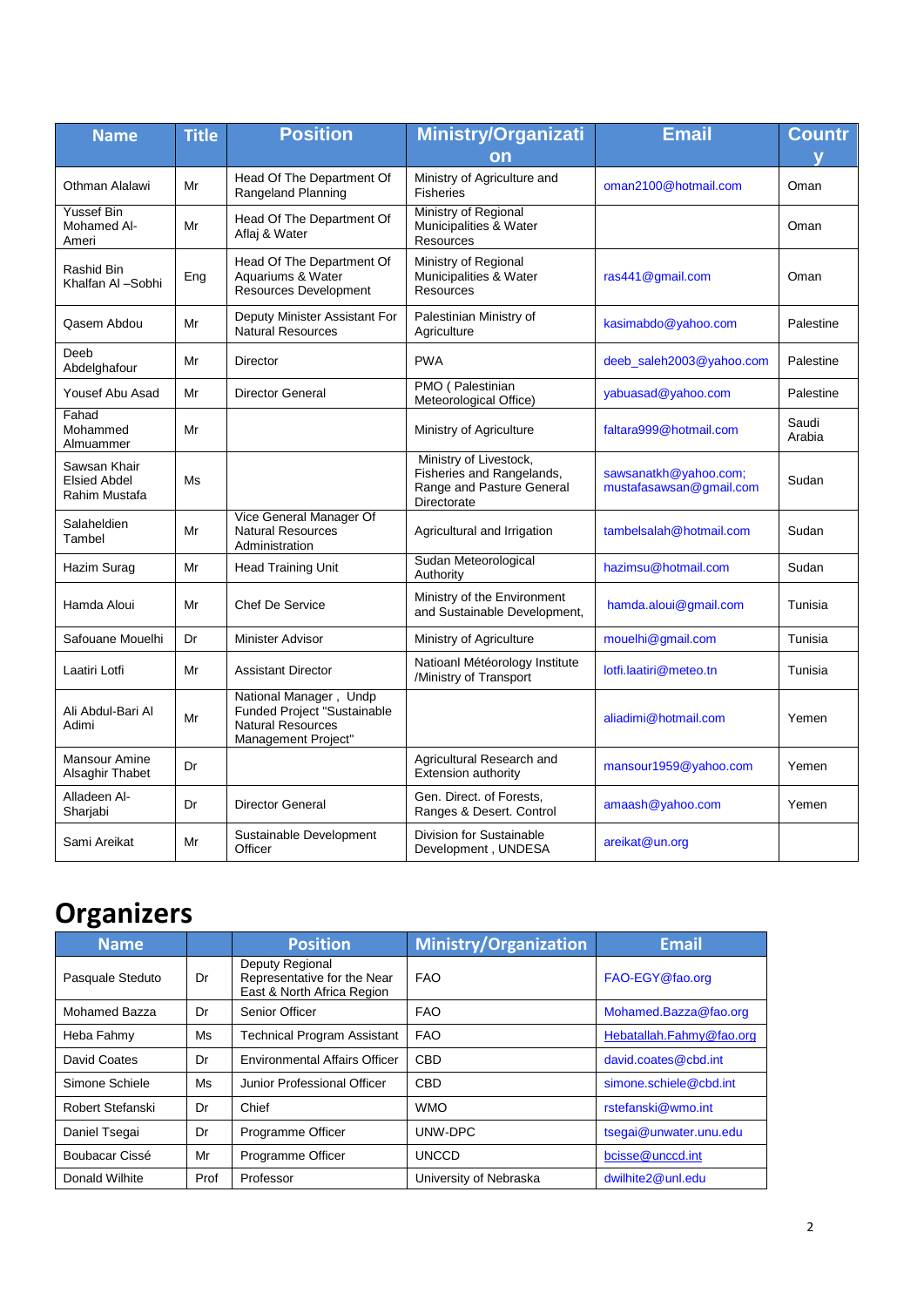| Name | Title | Position | Ministry/Organization | Email | Country |
|---|---|---|---|---|---|
| Othman Alalawi | Mr | Head Of The Department Of Rangeland Planning | Ministry of Agriculture and Fisheries | oman2100@hotmail.com | Oman |
| Yussef Bin Mohamed Al-Ameri | Mr | Head Of The Department Of Aflaj & Water | Ministry of Regional Municipalities & Water Resources | | Oman |
| Rashid Bin Khalfan Al –Sobhi | Eng | Head Of The Department Of Aquariums & Water Resources Development | Ministry of Regional Municipalities & Water Resources | ras441@gmail.com | Oman |
| Qasem Abdou | Mr | Deputy Minister Assistant For Natural Resources | Palestinian Ministry of Agriculture | kasimabdo@yahoo.com | Palestine |
| Deeb Abdelghafour | Mr | Director | PWA | deeb_saleh2003@yahoo.com | Palestine |
| Yousef Abu Asad | Mr | Director General | PMO ( Palestinian Meteorological Office) | yabuasad@yahoo.com | Palestine |
| Fahad Mohammed Almuammer | Mr | | Ministry of Agriculture | faltara999@hotmail.com | Saudi Arabia |
| Sawsan Khair Elsied Abdel Rahim Mustafa | Ms | | Ministry of Livestock, Fisheries and Rangelands, Range and Pasture General Directorate | sawsanatkh@yahoo.com; mustafasawsan@gmail.com | Sudan |
| Salaheldien Tambel | Mr | Vice General Manager Of Natural Resources Administration | Agricultural and Irrigation | tambelsalah@hotmail.com | Sudan |
| Hazim Surag | Mr | Head Training Unit | Sudan Meteorological Authority | hazimsu@hotmail.com | Sudan |
| Hamda Aloui | Mr | Chef De Service | Ministry of the Environment and Sustainable Development, | hamda.aloui@gmail.com | Tunisia |
| Safouane Mouelhi | Dr | Minister Advisor | Ministry of Agriculture | mouelhi@gmail.com | Tunisia |
| Laatiri Lotfi | Mr | Assistant Director | Natioanl Météorology Institute /Ministry of Transport | lotfi.laatiri@meteo.tn | Tunisia |
| Ali Abdul-Bari Al Adimi | Mr | National Manager , Undp Funded Project "Sustainable Natural Resources Management Project" | | aliadimi@hotmail.com | Yemen |
| Mansour Amine Alsaghir Thabet | Dr | | Agricultural Research and Extension authority | mansour1959@yahoo.com | Yemen |
| Alladeen Al-Sharjabi | Dr | Director General | Gen. Direct. of Forests, Ranges & Desert. Control | amaash@yahoo.com | Yemen |
| Sami Areikat | Mr | Sustainable Development Officer | Division for Sustainable Development , UNDESA | areikat@un.org | |

# Organizers

| Name | | Position | Ministry/Organization | Email |
|---|---|---|---|---|
| Pasquale Steduto | Dr | Deputy Regional Representative for the Near East & North Africa Region | FAO | FAO-EGY@fao.org |
| Mohamed Bazza | Dr | Senior Officer | FAO | Mohamed.Bazza@fao.org |
| Heba Fahmy | Ms | Technical Program Assistant | FAO | Hebatallah.Fahmy@fao.org |
| David Coates | Dr | Environmental Affairs Officer | CBD | david.coates@cbd.int |
| Simone Schiele | Ms | Junior Professional Officer | CBD | simone.schiele@cbd.int |
| Robert Stefanski | Dr | Chief | WMO | rstefanski@wmo.int |
| Daniel Tsegai | Dr | Programme Officer | UNW-DPC | tsegai@unwater.unu.edu |
| Boubacar Cissé | Mr | Programme Officer | UNCCD | bcisse@unccd.int |
| Donald Wilhite | Prof | Professor | University of Nebraska | dwilhite2@unl.edu |